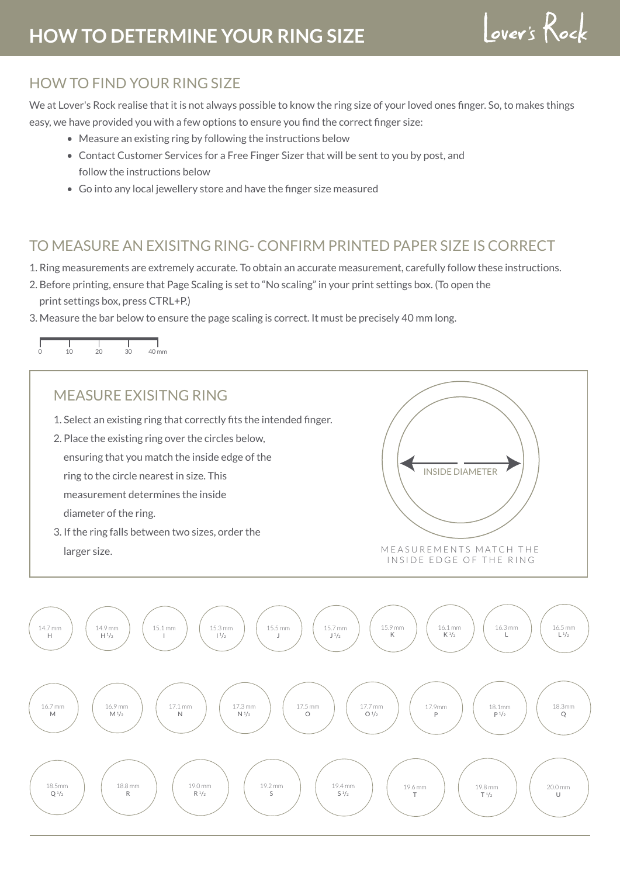# HOW TO DETERMINE YOUR RING SIZE

Lover's Rock

## HOW TO FIND YOUR RING SIZE

We at Lover's Rock realise that it is not always possible to know the ring size of your loved ones finger. So, to makes things easy, we have provided you with a few options to ensure you find the correct finger size:

- Measure an existing ring by following the instructions below
- Contact Customer Services for a Free Finger Sizer that will be sent to you by post, and follow the instructions below
- Go into any local jewellery store and have the finger size measured

## TO MEASURE AN EXISITNG RING- CONFIRM PRINTED PAPER SIZE IS CORRECT

1. Ring measurements are extremely accurate. To obtain an accurate measurement, carefully follow these instructions.
2. Before printing, ensure that Page Scaling is set to "No scaling" in your print settings box. (To open the print settings box, press CTRL+P.)
3. Measure the bar below to ensure the page scaling is correct. It must be precisely 40 mm long.

0 10 20 30 40 mm

## MEASURE EXISITNG RING

1. Select an existing ring that correctly fits the intended finger.
2. Place the existing ring over the circles below, ensuring that you match the inside edge of the ring to the circle nearest in size. This measurement determines the inside diameter of the ring.
3. If the ring falls between two sizes, order the larger size.

INSIDE DIAMETER

MEASUREMENTS MATCH THE INSIDE EDGE OF THE RING

| Inside diameter | Size |
|---|---|
| 14.7 mm | H |
| 14.9 mm | H ½ |
| 15.1 mm | I |
| 15.3 mm | I ½ |
| 15.5 mm | J |
| 15.7 mm | J ½ |
| 15.9 mm | K |
| 16.1 mm | K ½ |
| 16.3 mm | L |
| 16.5 mm | L ½ |
| 16.7 mm | M |
| 16.9 mm | M ½ |
| 17.1 mm | N |
| 17.3 mm | N ½ |
| 17.5 mm | O |
| 17.7 mm | O ½ |
| 17.9mm | P |
| 18.1mm | P ½ |
| 18.3mm | Q |
| 18.5mm | Q ½ |
| 18.8 mm | R |
| 19.0 mm | R ½ |
| 19.2 mm | S |
| 19.4 mm | S ½ |
| 19.6 mm | T |
| 19.8 mm | T ½ |
| 20.0 mm | U |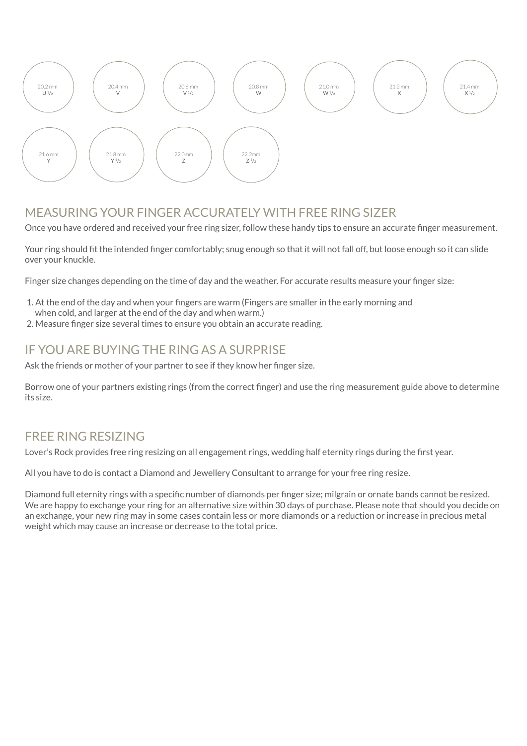20.2 mm
U ½

20.4 mm
V

20.6 mm
V ½

20.8 mm
W

21.0 mm
W ½

21.2 mm
X

21.4 mm
X ½

21.6 mm
Y

21.8 mm
Y ½

22.0mm
Z

22.2mm
Z ½

## MEASURING YOUR FINGER ACCURATELY WITH FREE RING SIZER

Once you have ordered and received your free ring sizer, follow these handy tips to ensure an accurate finger measurement.

Your ring should fit the intended finger comfortably; snug enough so that it will not fall off, but loose enough so it can slide over your knuckle.

Finger size changes depending on the time of day and the weather. For accurate results measure your finger size:

1. At the end of the day and when your fingers are warm (Fingers are smaller in the early morning and when cold, and larger at the end of the day and when warm.)
2. Measure finger size several times to ensure you obtain an accurate reading.

## IF YOU ARE BUYING THE RING AS A SURPRISE

Ask the friends or mother of your partner to see if they know her finger size.

Borrow one of your partners existing rings (from the correct finger) and use the ring measurement guide above to determine its size.

## FREE RING RESIZING

Lover's Rock provides free ring resizing on all engagement rings, wedding half eternity rings during the first year.

All you have to do is contact a Diamond and Jewellery Consultant to arrange for your free ring resize.

Diamond full eternity rings with a specific number of diamonds per finger size; milgrain or ornate bands cannot be resized. We are happy to exchange your ring for an alternative size within 30 days of purchase. Please note that should you decide on an exchange, your new ring may in some cases contain less or more diamonds or a reduction or increase in precious metal weight which may cause an increase or decrease to the total price.